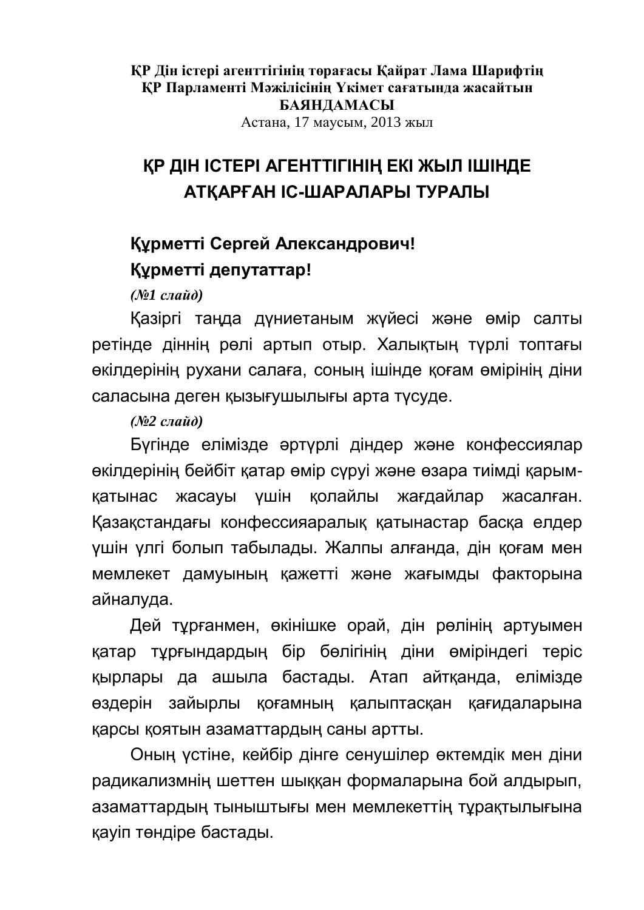**ҚР Дін істері агенттігінің төрағасы Қайрат Лама Шарифтің ҚР Парламенті Мәжілісінің Үкімет сағатында жасайтын БАЯНДАМАСЫ**

Астана, 17 маусым, 2013 жыл

# ҚР ДІН ІСТЕРІ АГЕНТТІГІНІҢ ЕКІ ЖЫЛ ІШІНДЕ АТҚАРҒАН ІС-ШАРАЛАРЫ ТУРАЛЫ

**Құрметті Сергей Александрович!**

**Құрметті депутаттар!**

***(№1 слайд)***

Қазіргі таңда дүниетаным жүйесі және өмір салты ретінде діннің рөлі артып отыр. Халықтың түрлі топтағы өкілдерінің рухани салаға, соның ішінде қоғам өмірінің діни саласына деген қызығушылығы арта түсуде.

***(№2 слайд)***

Бүгінде елімізде әртүрлі діндер және конфессиялар өкілдерінің бейбіт қатар өмір сүруі және өзара тиімді қарым-қатынас жасауы үшін қолайлы жағдайлар жасалған. Қазақстандағы конфессияаралық қатынастар басқа елдер үшін үлгі болып табылады. Жалпы алғанда, дін қоғам мен мемлекет дамуының қажетті және жағымды факторына айналуда.

Дей тұрғанмен, өкінішке орай, дін рөлінің артуымен қатар тұрғындардың бір бөлігінің діни өміріндегі теріс қырлары да ашыла бастады. Атап айтқанда, елімізде өздерін зайырлы қоғамның қалыптасқан қағидаларына қарсы қоятын азаматтардың саны артты.

Оның үстіне, кейбір дінге сенушілер өктемдік мен діни радикализмнің шеттен шыққан формаларына бой алдырып, азаматтардың тыныштығы мен мемлекеттің тұрақтылығына қауіп төндіре бастады.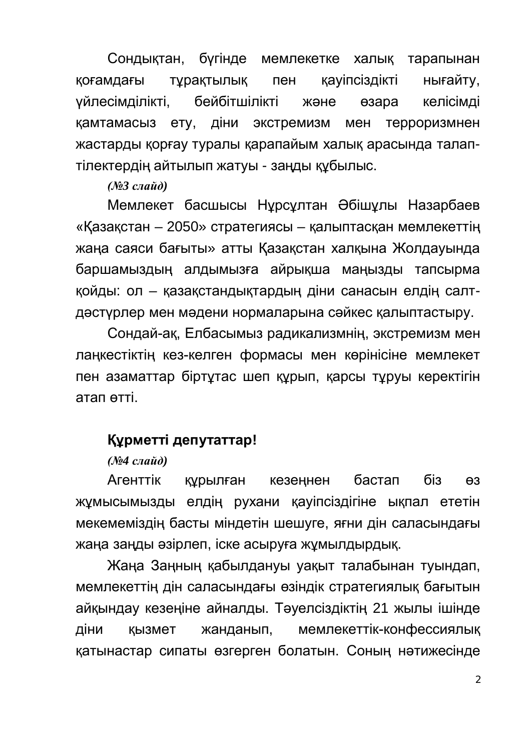Сондықтан, бүгінде мемлекетке халық тарапынан қоғамдағы тұрақтылық пен қауіпсіздікті нығайту, үйлесімділікті, бейбітшілікті және өзара келісімді қамтамасыз ету, діни экстремизм мен терроризмнен жастарды қорғау туралы қарапайым халық арасында талап-тілектердің айтылып жатуы - заңды құбылыс.

*(№3 слайд)*

Мемлекет басшысы Нұрсұлтан Әбішұлы Назарбаев «Қазақстан – 2050» стратегиясы – қалыптасқан мемлекеттің жаңа саяси бағыты» атты Қазақстан халқына Жолдауында баршамыздың алдымызға айрықша маңызды тапсырма қойды: ол – қазақстандықтардың діни санасын елдің салт-дәстүрлер мен мәдени нормаларына сәйкес қалыптастыру.

Сондай-ақ, Елбасымыз радикализмнің, экстремизм мен лаңкестіктің кез-келген формасы мен көрінісіне мемлекет пен азаматтар біртұтас шеп құрып, қарсы тұруы керектігін атап өтті.

**Құрметті депутаттар!**

*(№4 слайд)*

Агенттік құрылған кезеңнен бастап біз өз жұмысымызды елдің рухани қауіпсіздігіне ықпал ететін мекемеміздің басты міндетін шешуге, яғни дін саласындағы жаңа заңды әзірлеп, іске асыруға жұмылдырдық.

Жаңа Заңның қабылдануы уақыт талабынан туындап, мемлекеттің дін саласындағы өзіндік стратегиялық бағытын айқындау кезеңіне айналды. Тәуелсіздіктің 21 жылы ішінде діни қызмет жанданып, мемлекеттік-конфессиялық қатынастар сипаты өзгерген болатын. Соның нәтижесінде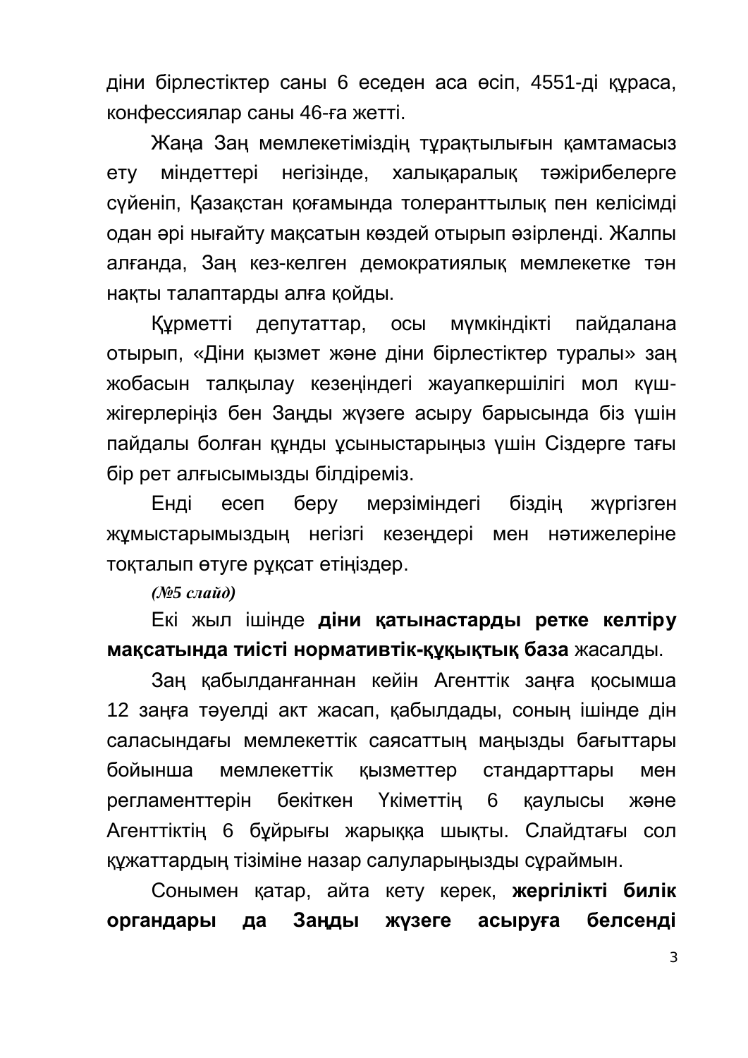діни бірлестіктер саны 6 еседен аса өсіп, 4551-ді құраса, конфессиялар саны 46-ға жетті.

Жаңа Заң мемлекетіміздің тұрақтылығын қамтамасыз ету міндеттері негізінде, халықаралық тәжірибелерге сүйеніп, Қазақстан қоғамында толеранттылық пен келісімді одан әрі нығайту мақсатын көздей отырып әзірленді. Жалпы алғанда, Заң кез-келген демократиялық мемлекетке тән нақты талаптарды алға қойды.

Құрметті депутаттар, осы мүмкіндікті пайдалана отырып, «Діни қызмет және діни бірлестіктер туралы» заң жобасын талқылау кезеңіндегі жауапкершілігі мол күш-жігерлеріңіз бен Заңды жүзеге асыру барысында біз үшін пайдалы болған құнды ұсыныстарыңыз үшін Сіздерге тағы бір рет алғысымызды білдіреміз.

Енді есеп беру мерзіміндегі біздің жүргізген жұмыстарымыздың негізгі кезеңдері мен нәтижелеріне тоқталып өтуге рұқсат етіңіздер.

***(№5 слайд)***

Екі жыл ішінде **діни қатынастарды ретке келтіру мақсатында тиісті нормативтік-құқықтық база** жасалды.

Заң қабылданғаннан кейін Агенттік заңға қосымша 12 заңға тәуелді акт жасап, қабылдады, соның ішінде дін саласындағы мемлекеттік саясаттың маңызды бағыттары бойынша мемлекеттік қызметтер стандарттары мен регламенттерін бекіткен Үкіметтің 6 қаулысы және Агенттіктің 6 бұйрығы жарыққа шықты. Слайдтағы сол құжаттардың тізіміне назар салуларыңызды сұраймын.

Сонымен қатар, айта кету керек, **жергілікті билік органдары да Заңды жүзеге асыруға белсенді**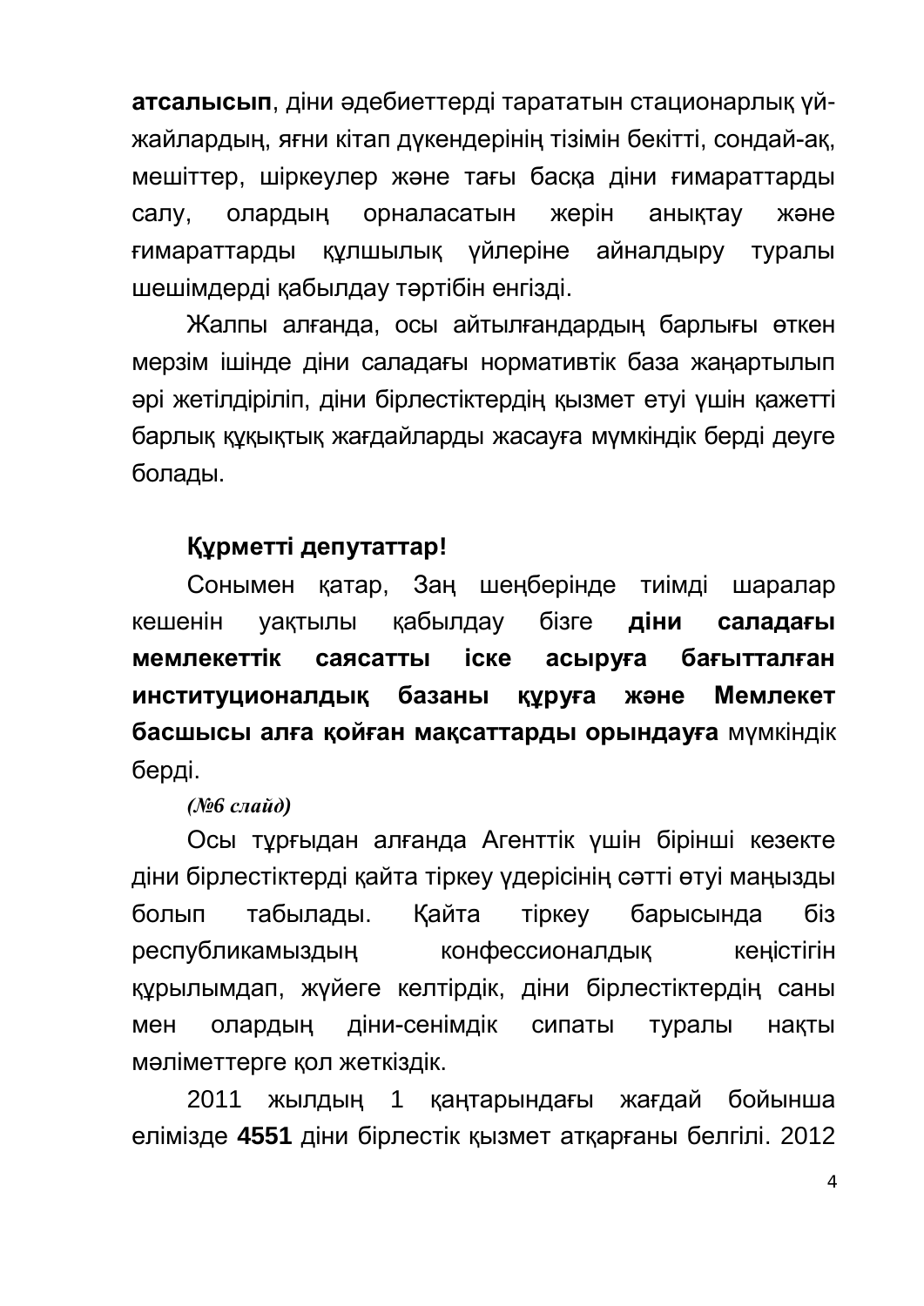**атсалысып**, діни әдебиеттерді торататын стационарлық үй-жайлардың, яғни кітап дүкендерінің тізімін бекітті, сондай-ақ, мешіттер, шіркеулер және тағы басқа діни ғимараттарды салу, олардың орналасатын жерін анықтау және ғимараттарды құлшылық үйлеріне айналдыру туралы шешімдерді қабылдау тәртібін енгізді.

Жалпы алғанда, осы айтылғандардың барлығы өткен мерзім ішінде діни саладағы нормативтік база жаңартылып әрі жетілдіріліп, діни бірлестіктердің қызмет етуі үшін қажетті барлық құқықтық жағдайларды жасауға мүмкіндік берді деуге болады.

**Құрметті депутаттар!**

Сонымен қатар, Заң шеңберінде тиімді шаралар кешенін уақтылы қабылдау бізге **діни саладағы мемлекеттік саясатты іске асыруға бағытталған институционалдық базаны құруға және Мемлекет басшысы алға қойған мақсаттарды орындауға** мүмкіндік берді.

***(№6 слайд)***

Осы тұрғыдан алғанда Агенттік үшін бірінші кезекте діни бірлестіктерді қайта тіркеу үдерісінің сәтті өтуі маңызды болып табылады. Қайта тіркеу барысында біз республикамыздың конфессионалдық кеңістігін құрылымдап, жүйеге келтірдік, діни бірлестіктердің саны мен олардың діни-сенімдік сипаты туралы нақты мәліметтерге қол жеткіздік.

2011 жылдың 1 қаңтарындағы жағдай бойынша елімізде **4551** діни бірлестік қызмет атқарғаны белгілі. 2012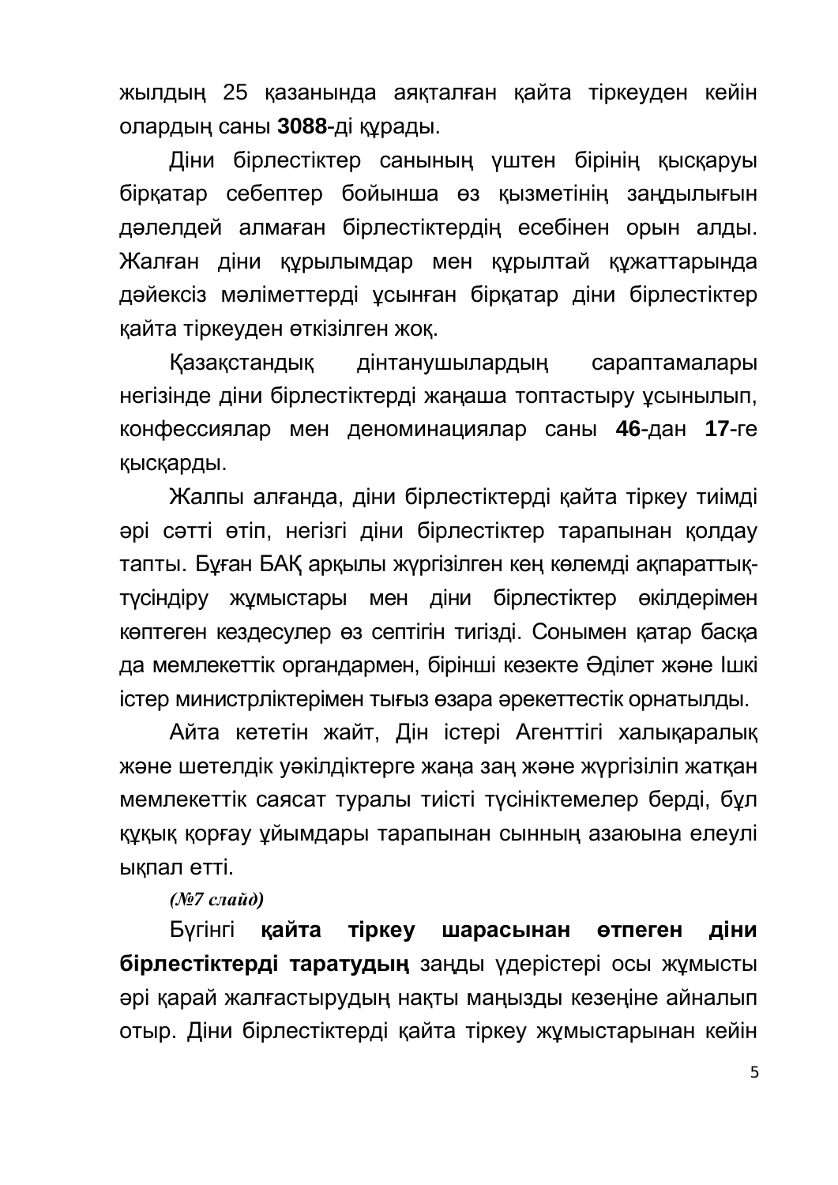жылдың 25 қазанында аяқталған қайта тіркеуден кейін олардың саны **3088**-ді құрады.

Діни бірлестіктер санының үштен бірінің қысқаруы бірқатар себептер бойынша өз қызметінің заңдылығын дәлелдей алмаған бірлестіктердің есебінен орын алды. Жалған діни құрылымдар мен құрылтай құжаттарында дәйексіз мәліметтерді ұсынған бірқатар діни бірлестіктер қайта тіркеуден өткізілген жоқ.

Қазақстандық дінтанушылардың сараптамалары негізінде діни бірлестіктерді жаңаша топтастыру ұсынылып, конфессиялар мен деноминациялар саны **46**-дан **17**-ге қысқарды.

Жалпы алғанда, діни бірлестіктерді қайта тіркеу тиімді әрі сәтті өтіп, негізгі діни бірлестіктер тарапынан қолдау тапты. Бұған БАҚ арқылы жүргізілген кең көлемді ақпараттық-түсіндіру жұмыстары мен діни бірлестіктер өкілдерімен көптеген кездесулер өз септігін тигізді. Сонымен қатар басқа да мемлекеттік органдармен, бірінші кезекте Әділет және Ішкі істер министрліктерімен тығыз өзара әрекеттестік орнатылды.

Айта кететін жайт, Дін істері Агенттігі халықаралық және шетелдік уәкілдіктерге жаңа заң және жүргізіліп жатқан мемлекеттік саясат туралы тиісті түсініктемелер берді, бұл құқық қорғау ұйымдары тарапынан сынның азаюына елеулі ықпал етті.

***(№7 слайд)***

Бүгінгі **қайта тіркеу шарасынан өтпеген діни бірлестіктерді таратудың** заңды үдерістері осы жұмысты әрі қарай жалғастырудың нақты маңызды кезеңіне айналып отыр. Діни бірлестіктерді қайта тіркеу жұмыстарынан кейін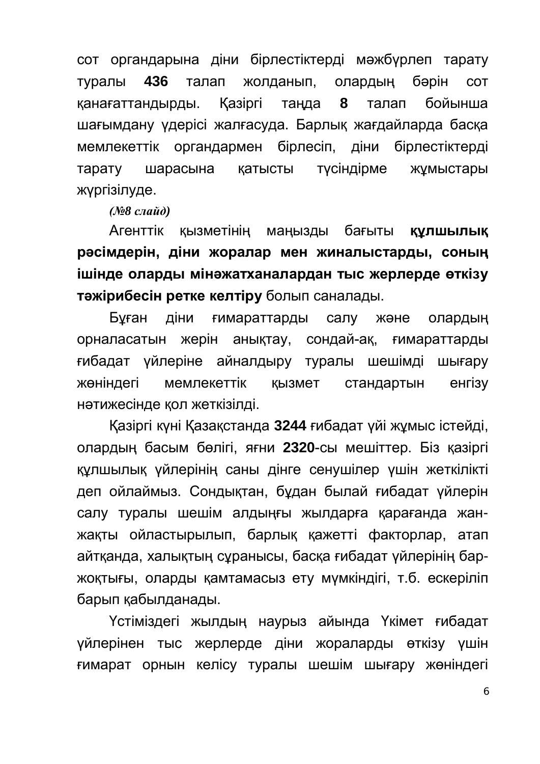сот органдарына діни бірлестіктерді мәжбүрлеп тарату туралы **436** талап жолданып, олардың бәрін сот қанағаттандырды. Қазіргі таңда **8** талап бойынша шағымдану үдерісі жалғасуда. Барлық жағдайларда басқа мемлекеттік органдармен бірлесіп, діни бірлестіктерді тарату шарасына қатысты түсіндірме жұмыстары жүргізілуде.

***(№8 слайд)***

Агенттік қызметінің маңызды бағыты **құлшылық рәсімдерін, діни жоралар мен жиналыстарды, соның ішінде оларды мінәжатханалардан тыс жерлерде өткізу тәжірибесін ретке келтіру** болып саналады.

Бұған діни ғимараттарды салу және олардың орналасатын жерін анықтау, сондай-ақ, ғимараттарды ғибадат үйлеріне айналдыру туралы шешімді шығару жөніндегі мемлекеттік қызмет стандартын енгізу нәтижесінде қол жеткізілді.

Қазіргі күні Қазақстанда **3244** ғибадат үйі жұмыс істейді, олардың басым бөлігі, яғни **2320**-сы мешіттер. Біз қазіргі құлшылық үйлерінің саны дінге сенушілер үшін жеткілікті деп ойлаймыз. Сондықтан, бұдан былай ғибадат үйлерін салу туралы шешім алдыңғы жылдарға қарағанда жан-жақты ойластырылып, барлық қажетті факторлар, атап айтқанда, халықтың сұранысы, басқа ғибадат үйлерінің бар-жоқтығы, оларды қамтамасыз ету мүмкіндігі, т.б. ескеріліп барып қабылданады.

Үстіміздегі жылдың наурыз айында Үкімет ғибадат үйлерінен тыс жерлерде діни жораларды өткізу үшін ғимарат орнын келісу туралы шешім шығару жөніндегі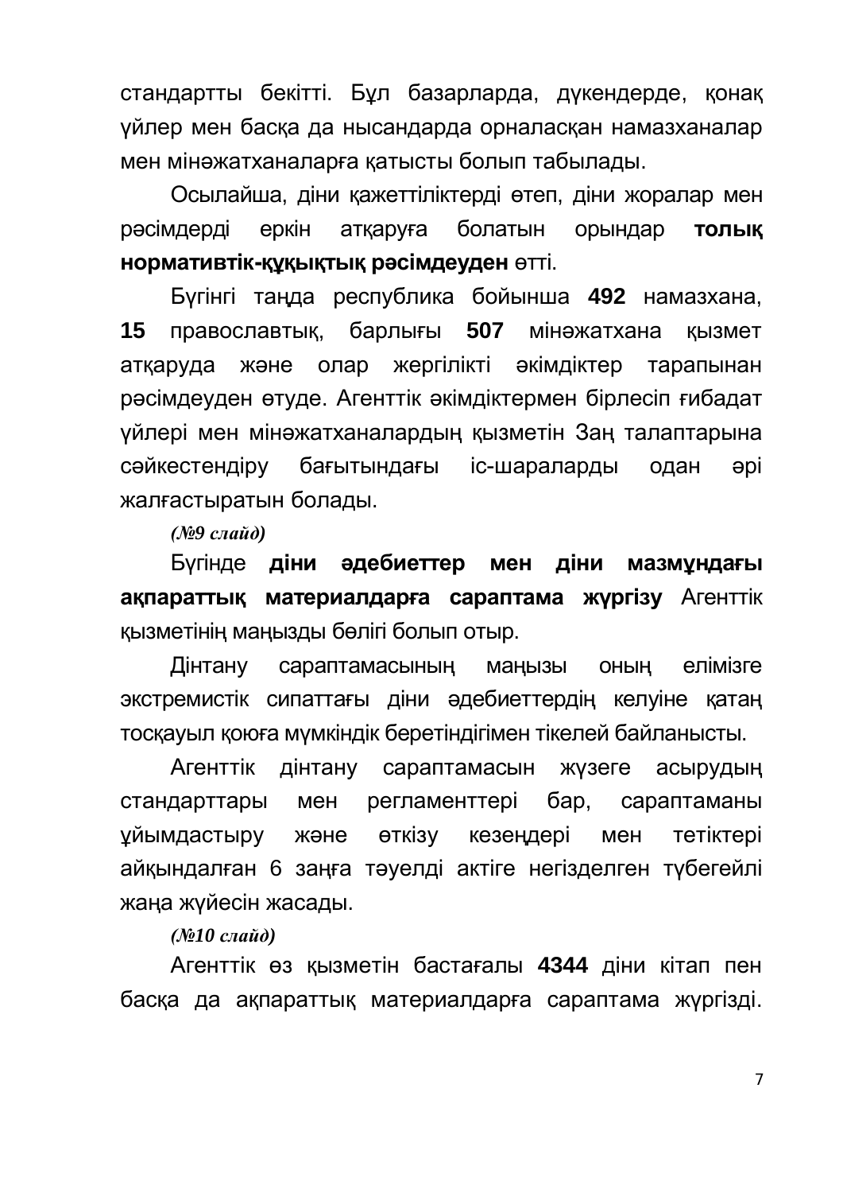стандартты бекітті. Бұл базарларда, дүкендерде, қонақ үйлер мен басқа да нысандарда орналасқан намазханалар мен мінәжатханаларға қатысты болып табылады.

Осылайша, діни қажеттіліктерді өтеп, діни жоралар мен рәсімдерді еркін атқаруға болатын орындар **толық нормативтік-құқықтық рәсімдеуден** өтті.

Бүгінгі таңда республика бойынша **492** намазхана, **15** православтық, барлығы **507** мінәжатхана қызмет атқаруда және олар жергілікті әкімдіктер тарапынан рәсімдеуден өтуде. Агенттік әкімдіктермен бірлесіп ғибадат үйлері мен мінәжатханалардың қызметін Заң талаптарына сәйкестендіру бағытындағы іс-шараларды одан әрі жалғастыратын болады.

***(№9 слайд)***

Бүгінде **діни әдебиеттер мен діни мазмұндағы ақпараттық материалдарға сараптама жүргізу** Агенттік қызметінің маңызды бөлігі болып отыр.

Дінтану сараптамасының маңызы оның елімізге экстремистік сипаттағы діни әдебиеттердің келуіне қатаң тосқауыл қоюға мүмкіндік беретіндігімен тікелей байланысты.

Агенттік дінтану сараптамасын жүзеге асырудың стандарттары мен регламенттері бар, сараптаманы ұйымдастыру және өткізу кезеңдері мен тетіктері айқындалған 6 заңға тәуелді актіге негізделген түбегейлі жаңа жүйесін жасады.

***(№10 слайд)***

Агенттік өз қызметін бастағалы **4344** діни кітап пен басқа да ақпараттық материалдарға сараптама жүргізді.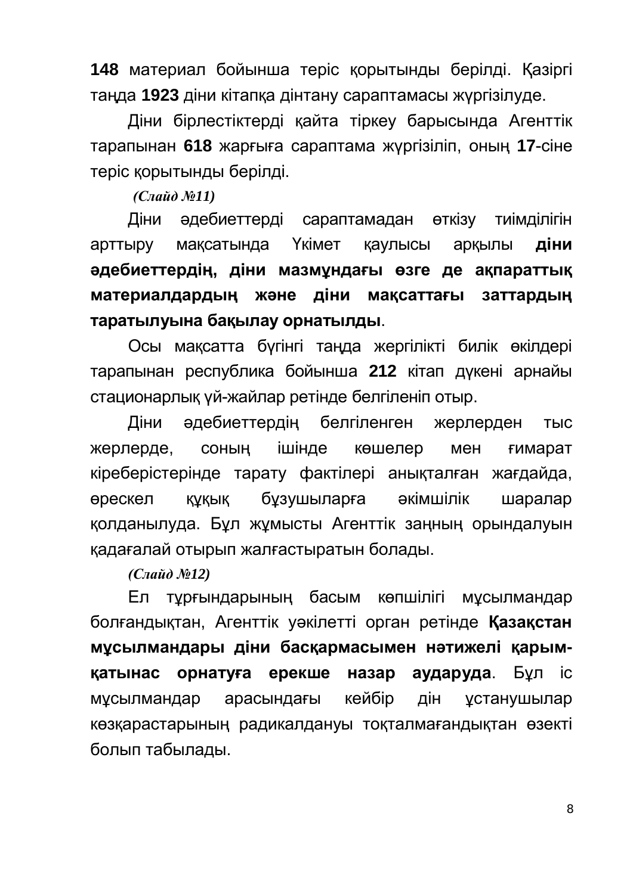**148** материал бойынша теріс қорытынды берілді. Қазіргі таңда **1923** діни кітапқа дінтану сараптамасы жүргізілуде.

Діни бірлестіктерді қайта тіркеу барысында Агенттік тарапынан **618** жарғыға сараптама жүргізіліп, оның **17**-сіне теріс қорытынды берілді.

***(Слайд №11)***

Діни әдебиеттерді сараптамадан өткізу тиімділігін арттыру мақсатында Үкімет қаулысы арқылы **діни әдебиеттердің, діни мазмұндағы өзге де ақпараттық материалдардың және діни мақсаттағы заттардың таратылуына бақылау орнатылды**.

Осы мақсатта бүгінгі таңда жергілікті билік өкілдері тарапынан республика бойынша **212** кітап дүкені арнайы стационарлық үй-жайлар ретінде белгіленіп отыр.

Діни әдебиеттердің белгіленген жерлерден тыс жерлерде, соның ішінде көшелер мен ғимарат кіреберістерінде тарату фактілері анықталған жағдайда, өрескел құқық бұзушыларға әкімшілік шаралар қолданылуда. Бұл жұмысты Агенттік заңның орындалуын қадағалай отырып жалғастыратын болады.

***(Слайд №12)***

Ел тұрғындарының басым көпшілігі мұсылмандар болғандықтан, Агенттік уәкілетті орган ретінде **Қазақстан мұсылмандары діни басқармасымен нәтижелі қарым-қатынас орнатуға ерекше назар аударуда**. Бұл іс мұсылмандар арасындағы кейбір дін ұстанушылар көзқарастарының радикалдануы тоқталмағандықтан өзекті болып табылады.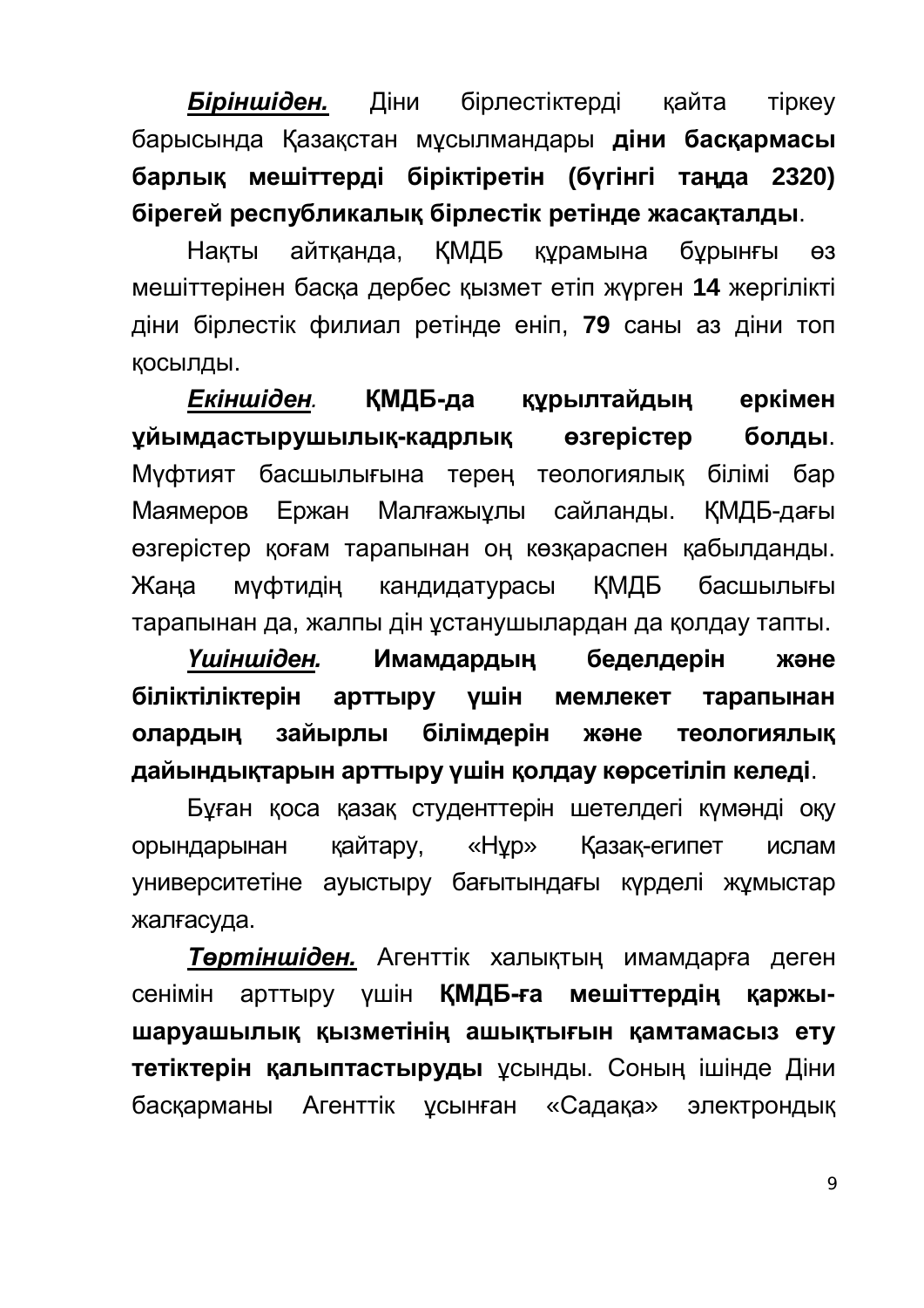***Біріншіден.*** Діни бірлестіктерді қайта тіркеу барысында Қазақстан мұсылмандары **діни басқармасы барлық мешіттерді біріктіретін (бүгінгі таңда 2320) бірегей республикалық бірлестік ретінде жасақталды**.

Нақты айтқанда, ҚМДБ құрамына бұрынғы өз мешіттерінен басқа дербес қызмет етіп жүрген **14** жергілікті діни бірлестік филиал ретінде еніп, **79** саны аз діни топ қосылды.

***Екіншіден.*** **ҚМДБ-да құрылтайдың еркімен ұйымдастырушылық-кадрлық өзгерістер болды**. Мүфтият басшылығына терең теологиялық білімі бар Маямеров Ержан Малғажыұлы сайланды. ҚМДБ-дағы өзгерістер қоғам тарапынан оң көзқараспен қабылданды. Жаңа мүфтидің кандидатурасы ҚМДБ басшылығы тарапынан да, жалпы дін ұстанушылардан да қолдау тапты.

***Үшіншіден.*** **Имамдардың беделдерін және біліктіліктерін арттыру үшін мемлекет тарапынан олардың зайырлы білімдерін және теологиялық дайындықтарын арттыру үшін қолдау көрсетіліп келеді**.

Бұған қоса қазақ студенттерін шетелдегі күмәнді оқу орындарынан қайтару, «Нұр» Қазақ-египет ислам университетіне ауыстыру бағытындағы күрделі жұмыстар жалғасуда.

***Төртіншіден.*** Агенттік халықтың имамдарға деген сенімін арттыру үшін **ҚМДБ-ға мешіттердің қаржы-шаруашылық қызметінің ашықтығын қамтамасыз ету тетіктерін қалыптастыруды** ұсынды. Соның ішінде Діни басқарманы Агенттік ұсынған «Садақа» электрондық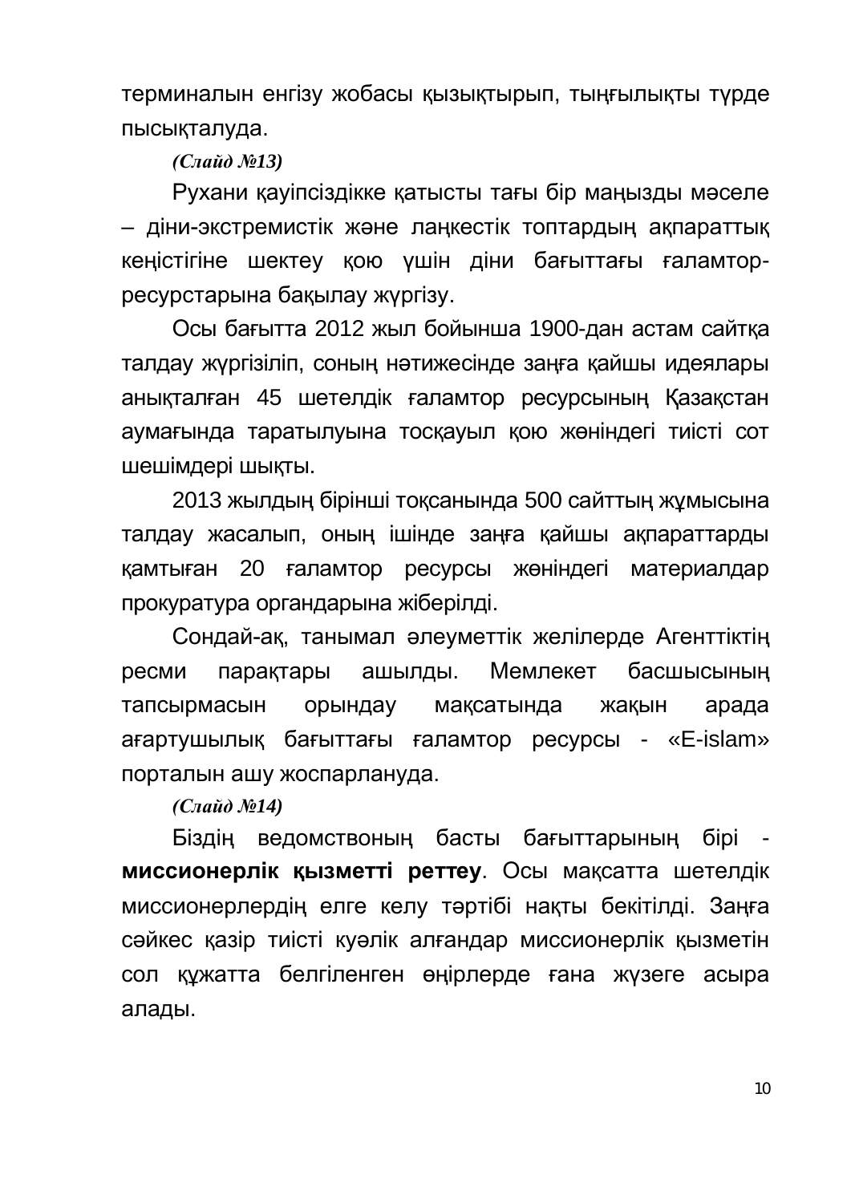терминалын енгізу жобасы қызықтырып, тыңғылықты түрде пысықталуда.

*(Слайд №13)*

Рухани қауіпсіздікке қатысты тағы бір маңызды мәселе – діни-экстремистік және лаңкестік топтардың ақпараттық кеңістігіне шектеу қою үшін діни бағыттағы ғаламтор-ресурстарына бақылау жүргізу.

Осы бағытта 2012 жыл бойынша 1900-дан астам сайтқа талдау жүргізіліп, соның нәтижесінде заңға қайшы идеялары анықталған 45 шетелдік ғаламтор ресурсының Қазақстан аумағында таратылуына тосқауыл қою жөніндегі тиісті сот шешімдері шықты.

2013 жылдың бірінші тоқсанында 500 сайттың жұмысына талдау жасалып, оның ішінде заңға қайшы ақпараттарды қамтыған 20 ғаламтор ресурсы жөніндегі материалдар прокуратура органдарына жіберілді.

Сондай-ақ, танымал әлеуметтік желілерде Агенттіктің ресми парақтары ашылды. Мемлекет басшысының тапсырмасын орындау мақсатында жақын арада ағартушылық бағыттағы ғаламтор ресурсы - «E-islam» порталын ашу жоспарлануда.

*(Слайд №14)*

Біздің ведомствоның басты бағыттарының бірі - **миссионерлік қызметті реттеу**. Осы мақсатта шетелдік миссионерлердің елге келу тәртібі нақты бекітілді. Заңға сәйкес қазір тиісті куәлік алғандар миссионерлік қызметін сол құжатта белгіленген өңірлерде ғана жүзеге асыра алады.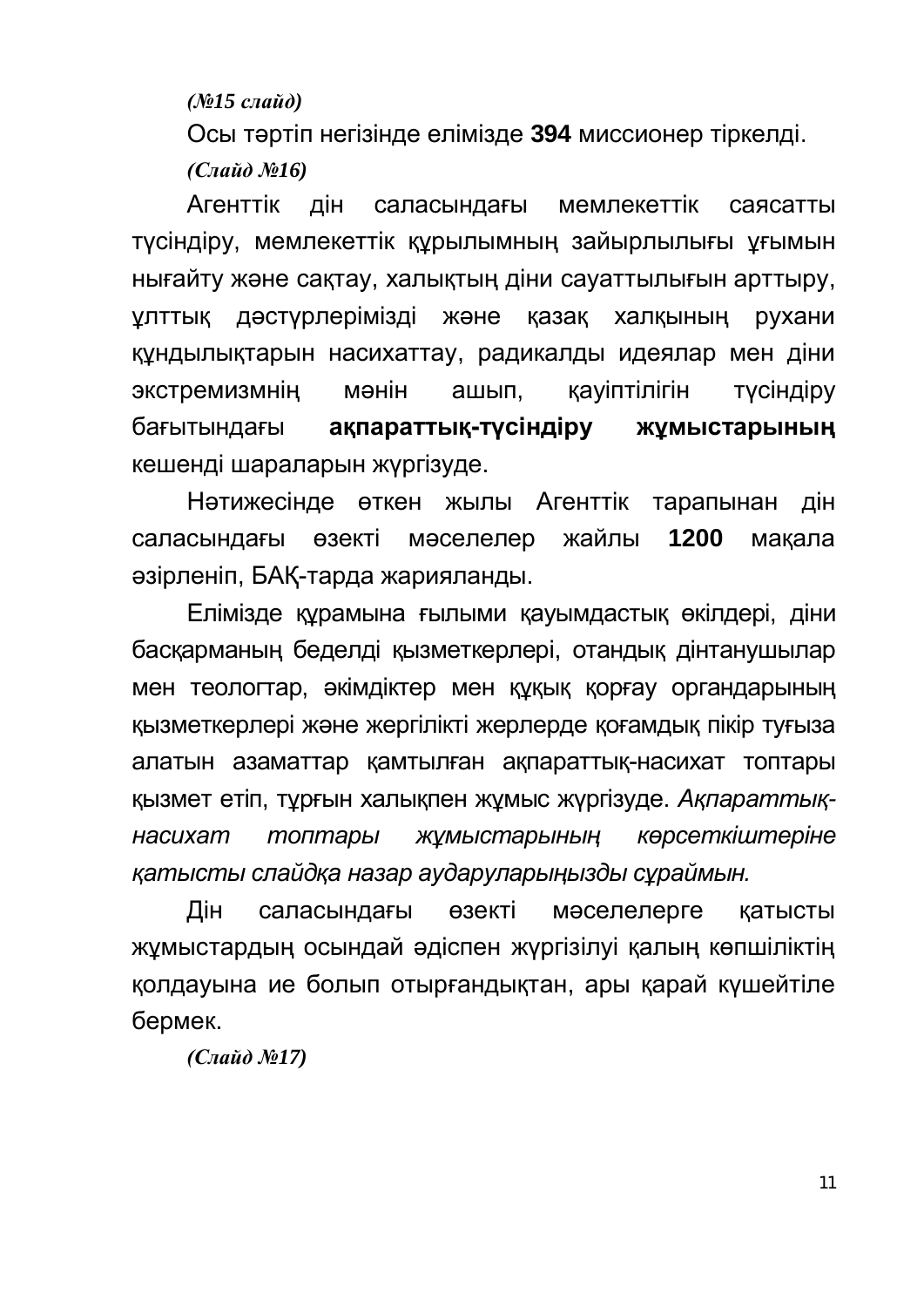*(№15 слайд)*

Осы тәртіп негізінде елімізде **394** миссионер тіркелді.

*(Слайд №16)*

Агенттік дін саласындағы мемлекеттік саясатты түсіндіру, мемлекеттік құрылымның зайырлылығы ұғымын нығайту және сақтау, халықтың діни сауаттылығын арттыру, ұлттық дәстүрлерімізді және қазақ халқының рухани құндылықтарын насихаттау, радикалды идеялар мен діни экстремизмнің мәнін ашып, қауіптілігін түсіндіру бағытындағы **ақпараттық-түсіндіру жұмыстарының** кешенді шараларын жүргізуде.

Нәтижесінде өткен жылы Агенттік тарапынан дін саласындағы өзекті мәселелер жайлы **1200** мақала әзірленіп, БАҚ-тарда жарияланды.

Елімізде құрамына ғылыми қауымдастық өкілдері, діни басқарманың беделді қызметкерлері, отандық дінтанушылар мен теологтар, әкімдіктер мен құқық қорғау органдарының қызметкерлері және жергілікті жерлерде қоғамдық пікір туғыза алатын азаматтар қамтылған ақпараттық-насихат топтары қызмет етіп, тұрғын халықпен жұмыс жүргізуде. *Ақпараттық-насихат топтары жұмыстарының көрсеткіштеріне қатысты слайдқа назар аударуларыңызды сұраймын.*

Дін саласындағы өзекті мәселелерге қатысты жұмыстардың осындай әдіспен жүргізілуі қалың көпшіліктің қолдауына ие болып отырғандықтан, ары қарай күшейтіле бермек.

*(Слайд №17)*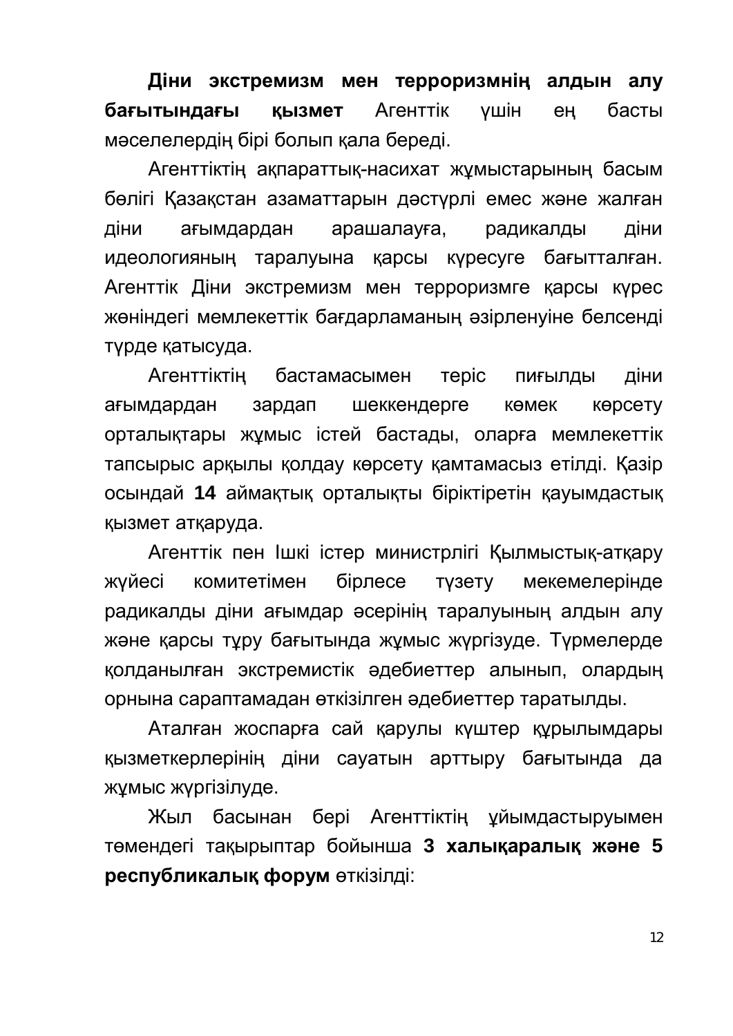**Діни экстремизм мен терроризмнің алдын алу бағытындағы қызмет** Агенттік үшін ең басты мәселелердің бірі болып қала береді.

Агенттіктің ақпараттық-насихат жұмыстарының басым бөлігі Қазақстан азаматтарын дәстүрлі емес және жалған діни ағымдардан арашалауға, радикалды діни идеологияның таралуына қарсы күресуге бағытталған. Агенттік Діни экстремизм мен терроризмге қарсы күрес жөніндегі мемлекеттік бағдарламаның әзірленуіне белсенді түрде қатысуда.

Агенттіктің бастамасымен теріс пиғылды діни ағымдардан зардап шеккендерге көмек көрсету орталықтары жұмыс істей бастады, оларға мемлекеттік тапсырыс арқылы қолдау көрсету қамтамасыз етілді. Қазір осындай **14** аймақтық орталықты біріктіретін қауымдастық қызмет атқаруда.

Агенттік пен Ішкі істер министрлігі Қылмыстық-атқару жүйесі комитетімен бірлесе түзету мекемелерінде радикалды діни ағымдар әсерінің таралуының алдын алу және қарсы тұру бағытында жұмыс жүргізуде. Түрмелерде қолданылған экстремистік әдебиеттер алынып, олардың орнына сараптамадан өткізілген әдебиеттер таратылды.

Аталған жоспарға сай қарулы күштер құрылымдары қызметкерлерінің діни сауатын арттыру бағытында да жұмыс жүргізілуде.

Жыл басынан бері Агенттіктің ұйымдастыруымен төмендегі тақырыптар бойынша **3 халықаралық және 5 республикалық форум** өткізілді: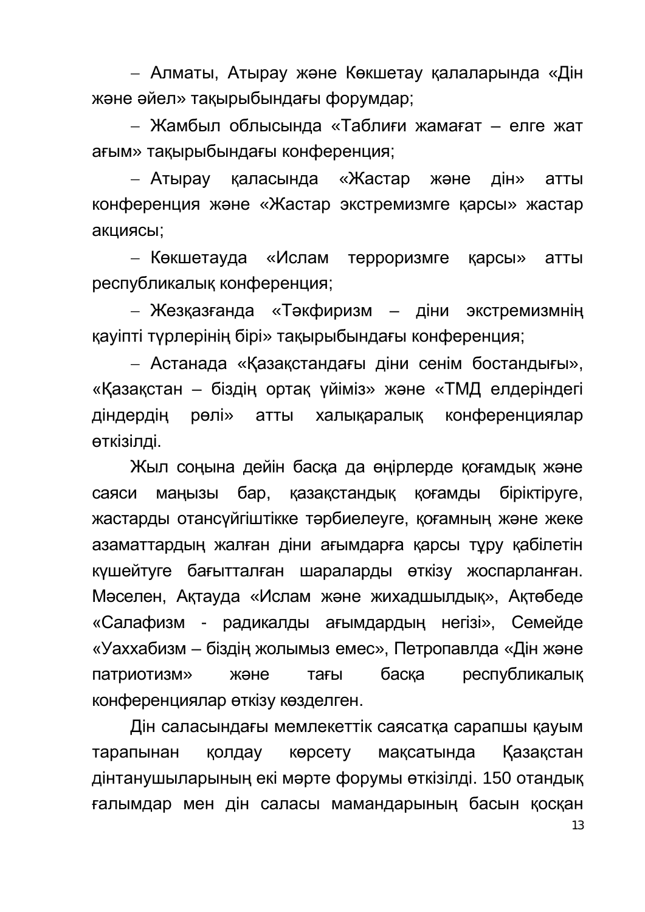- Алматы, Атырау және Көкшетау қалаларында «Дін және әйел» тақырыбындағы форумдар;
- Жамбыл облысында «Таблиғи жамағат – елге жат ағым» тақырыбындағы конференция;
- Атырау қаласында «Жастар және дін» атты конференция және «Жастар экстремизмге қарсы» жастар акциясы;
- Көкшетауда «Ислам терроризмге қарсы» атты республикалық конференция;
- Жезқазғанда «Тәкфиризм – діни экстремизмнің қауіпті түрлерінің бірі» тақырыбындағы конференция;
- Астанада «Қазақстандағы діни сенім бостандығы», «Қазақстан – біздің ортақ үйіміз» және «ТМД елдеріндегі діндердің рөлі» атты халықаралық конференциялар өткізілді.

Жыл соңына дейін басқа да өңірлерде қоғамдық және саяси маңызы бар, қазақстандық қоғамды біріктіруге, жастарды отансүйгіштікке тәрбиелеуге, қоғамның және жеке азаматтардың жалған діни ағымдарға қарсы тұру қабілетін күшейтуге бағытталған шараларды өткізу жоспарланған. Мәселен, Ақтауда «Ислам және жихадшылдық», Ақтөбеде «Салафизм - радикалды ағымдардың негізі», Семейде «Уаххабизм – біздің жолымыз емес», Петропавлда «Дін және патриотизм» және тағы басқа республикалық конференциялар өткізу көзделген.

Дін саласындағы мемлекеттік саясатқа сарапшы қауым тарапынан қолдау көрсету мақсатында Қазақстан дінтанушыларының екі мәрте форумы өткізілді. 150 отандық ғалымдар мен дін саласы мамандарының басын қосқан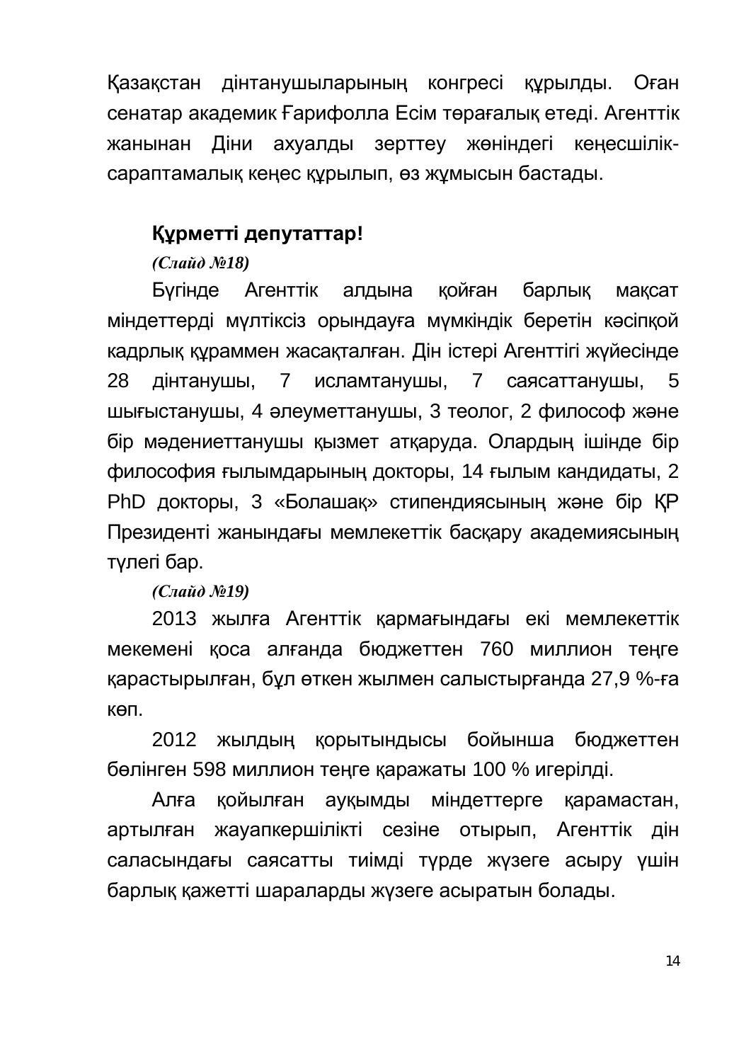Қазақстан дінтанушыларының конгресі құрылды. Оған сенатар академик Ғарифолла Есім төрағалық етеді. Агенттік жанынан Діни ахуалды зерттеу жөніндегі кеңесшілік-сараптамалық кеңес құрылып, өз жұмысын бастады.

**Құрметті депутаттар!**

*(Слайд №18)*

Бүгінде Агенттік алдына қойған барлық мақсат міндеттерді мүлтіксіз орындауға мүмкіндік беретін кәсіпқой кадрлық құраммен жасақталған. Дін істері Агенттігі жүйесінде 28 дінтанушы, 7 исламтанушы, 7 саясаттанушы, 5 шығыстанушы, 4 әлеуметтанушы, 3 теолог, 2 философ және бір мәдениеттанушы қызмет атқаруда. Олардың ішінде бір философия ғылымдарының докторы, 14 ғылым кандидаты, 2 PhD докторы, 3 «Болашақ» стипендиясының және бір ҚР Президенті жанындағы мемлекеттік басқару академиясының түлегі бар.

*(Слайд №19)*

2013 жылға Агенттік қармағындағы екі мемлекеттік мекемені қоса алғанда бюджеттен 760 миллион теңге қарастырылған, бұл өткен жылмен салыстырғанда 27,9 %-ға көп.

2012 жылдың қорытындысы бойынша бюджеттен бөлінген 598 миллион теңге қаражаты 100 % игерілді.

Алға қойылған ауқымды міндеттерге қарамастан, артылған жауапкершілікті сезіне отырып, Агенттік дін саласындағы саясатты тиімді түрде жүзеге асыру үшін барлық қажетті шараларды жүзеге асыратын болады.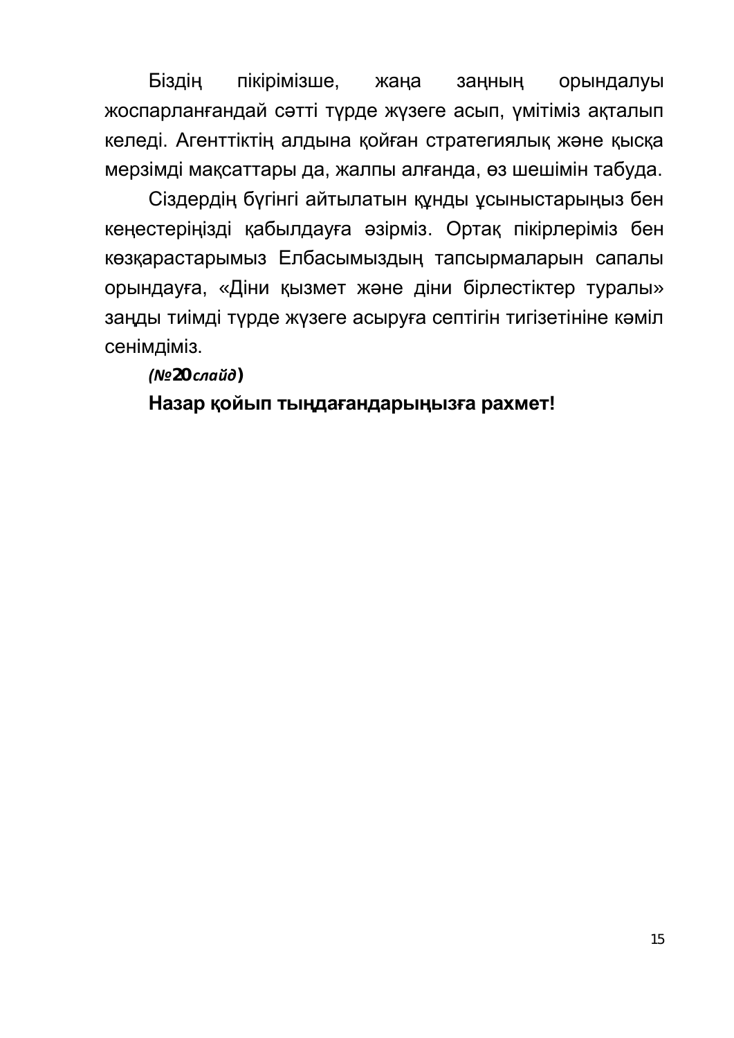Біздің пікірімізше, жаңа заңның орындалуы жоспарланғандай сәтті түрде жүзеге асып, үмітіміз ақталып келеді. Агенттіктің алдына қойған стратегиялық және қысқа мерзімді мақсаттары да, жалпы алғанда, өз шешімін табуда.

Сіздердің бүгінгі айтылатын құнды ұсыныстарыңыз бен кеңестеріңізді қабылдауға әзірміз. Ортақ пікірлеріміз бен көзқарастарымыз Елбасымыздың тапсырмаларын сапалы орындауға, «Діни қызмет және діни бірлестіктер туралы» заңды тиімді түрде жүзеге асыруға септігін тигізетініне кәміл сенімдіміз.

***(№20слайд)***

**Назар қойып тыңдағандарыңызға рахмет!**